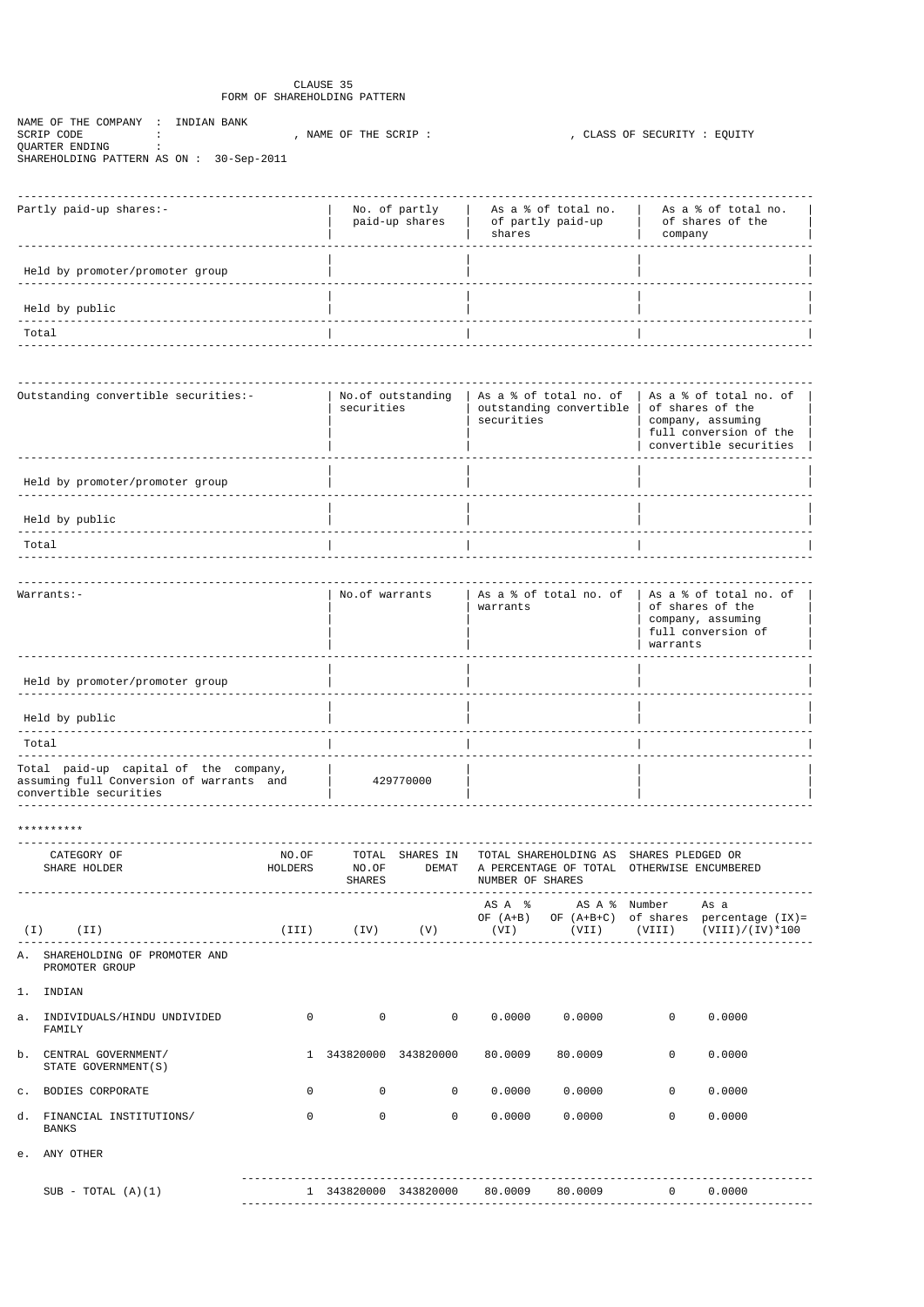# CLAUSE 35
## FORM OF SHAREHOLDING PATTERN

NAME OF THE COMPANY : INDIAN BANK
SCRIP CODE : , NAME OF THE SCRIP : , CLASS OF SECURITY : EQUITY
QUARTER ENDING :
SHAREHOLDING PATTERN AS ON : 30-Sep-2011

| Partly paid-up shares:- | No. of partly paid-up shares | As a % of total no. of partly paid-up shares | As a % of total no. of shares of the company |
|---|---|---|---|
| Held by promoter/promoter group | | | |
| Held by public | | | |
| Total | | | |

| Outstanding convertible securities:- | No.of outstanding securities | As a % of total no. of outstanding convertible securities | As a % of total no. of shares of the company, assuming full conversion of the convertible securities |
|---|---|---|---|
| Held by promoter/promoter group | | | |
| Held by public | | | |
| Total | | | |

| Warrants:- | No.of warrants | As a % of total no. of warrants | As a % of total no. of shares of the company, assuming full conversion of warrants |
|---|---|---|---|
| Held by promoter/promoter group | | | |
| Held by public | | | |
| Total | | | |
| Total paid-up capital of the company, assuming full Conversion of warrants and convertible securities | 429770000 | | |

**********

| (I) | CATEGORY OF SHARE HOLDER (II) | NO.OF HOLDERS (III) | TOTAL NO.OF SHARES (IV) | SHARES IN DEMAT (V) | TOTAL SHAREHOLDING AS A PERCENTAGE OF TOTAL NUMBER OF SHARES AS A % OF (A+B) (VI) | AS A % OF (A+B+C) (VII) | SHARES PLEDGED OR OTHERWISE ENCUMBERED Number of shares (VIII) | As a percentage (IX)= (VIII)/(IV)*100 |
|---|---|---|---|---|---|---|---|---|
| A. | SHAREHOLDING OF PROMOTER AND PROMOTER GROUP | | | | | | | |
| 1. | INDIAN | | | | | | | |
| a. | INDIVIDUALS/HINDU UNDIVIDED FAMILY | 0 | 0 | 0 | 0.0000 | 0.0000 | 0 | 0.0000 |
| b. | CENTRAL GOVERNMENT/ STATE GOVERNMENT(S) | 1 | 343820000 | 343820000 | 80.0009 | 80.0009 | 0 | 0.0000 |
| c. | BODIES CORPORATE | 0 | 0 | 0 | 0.0000 | 0.0000 | 0 | 0.0000 |
| d. | FINANCIAL INSTITUTIONS/ BANKS | 0 | 0 | 0 | 0.0000 | 0.0000 | 0 | 0.0000 |
| e. | ANY OTHER | | | | | | | |
| | SUB - TOTAL (A)(1) | 1 | 343820000 | 343820000 | 80.0009 | 80.0009 | 0 | 0.0000 |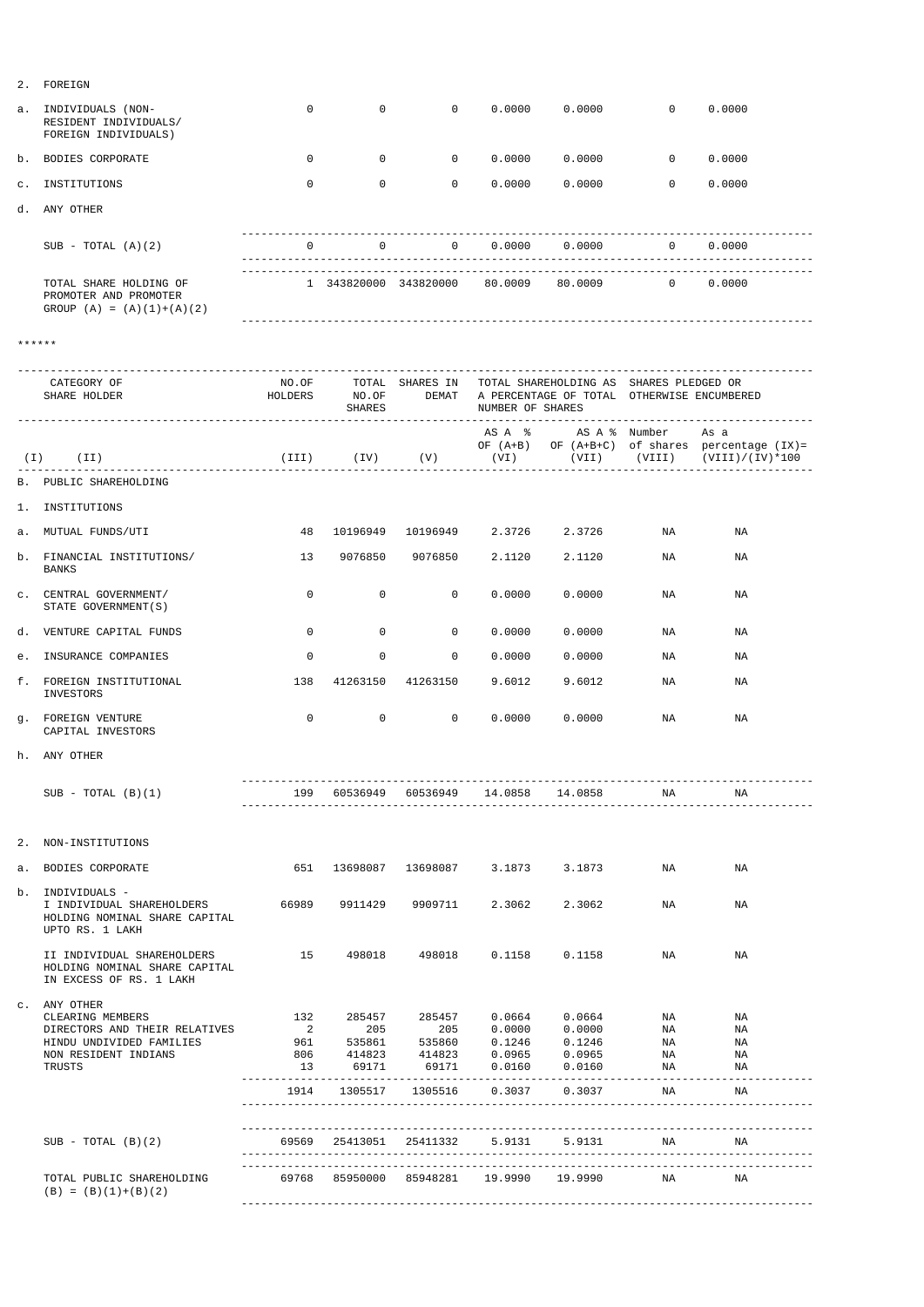| | | | | | | | | |
|---|---|---|---|---|---|---|---|---|
| 2. | FOREIGN | | | | | | | |
| a. | INDIVIDUALS (NON-RESIDENT INDIVIDUALS/ FOREIGN INDIVIDUALS) | 0 | 0 | 0 | 0.0000 | 0.0000 | 0 | 0.0000 |
| b. | BODIES CORPORATE | 0 | 0 | 0 | 0.0000 | 0.0000 | 0 | 0.0000 |
| c. | INSTITUTIONS | 0 | 0 | 0 | 0.0000 | 0.0000 | 0 | 0.0000 |
| d. | ANY OTHER | | | | | | | |
| | SUB - TOTAL (A)(2) | 0 | 0 | 0 | 0.0000 | 0.0000 | 0 | 0.0000 |
| | TOTAL SHARE HOLDING OF PROMOTER AND PROMOTER GROUP (A) = (A)(1)+(A)(2) | 1 | 343820000 | 343820000 | 80.0009 | 80.0009 | 0 | 0.0000 |

******

| (I) | CATEGORY OF SHARE HOLDER (II) | NO.OF HOLDERS (III) | TOTAL NO.OF SHARES (IV) | SHARES IN DEMAT (V) | TOTAL SHAREHOLDING AS A PERCENTAGE OF TOTAL NUMBER OF SHARES: AS A % OF (A+B) (VI) | AS A % OF (A+B+C) (VII) | SHARES PLEDGED OR OTHERWISE ENCUMBERED: Number of shares (VIII) | As a percentage (IX)= (VIII)/(IV)*100 |
|---|---|---|---|---|---|---|---|---|
| B. | PUBLIC SHAREHOLDING | | | | | | | |
| 1. | INSTITUTIONS | | | | | | | |
| a. | MUTUAL FUNDS/UTI | 48 | 10196949 | 10196949 | 2.3726 | 2.3726 | NA | NA |
| b. | FINANCIAL INSTITUTIONS/ BANKS | 13 | 9076850 | 9076850 | 2.1120 | 2.1120 | NA | NA |
| c. | CENTRAL GOVERNMENT/ STATE GOVERNMENT(S) | 0 | 0 | 0 | 0.0000 | 0.0000 | NA | NA |
| d. | VENTURE CAPITAL FUNDS | 0 | 0 | 0 | 0.0000 | 0.0000 | NA | NA |
| e. | INSURANCE COMPANIES | 0 | 0 | 0 | 0.0000 | 0.0000 | NA | NA |
| f. | FOREIGN INSTITUTIONAL INVESTORS | 138 | 41263150 | 41263150 | 9.6012 | 9.6012 | NA | NA |
| g. | FOREIGN VENTURE CAPITAL INVESTORS | 0 | 0 | 0 | 0.0000 | 0.0000 | NA | NA |
| h. | ANY OTHER | | | | | | | |
| | SUB - TOTAL (B)(1) | 199 | 60536949 | 60536949 | 14.0858 | 14.0858 | NA | NA |
| 2. | NON-INSTITUTIONS | | | | | | | |
| a. | BODIES CORPORATE | 651 | 13698087 | 13698087 | 3.1873 | 3.1873 | NA | NA |
| b. | INDIVIDUALS - I INDIVIDUAL SHAREHOLDERS HOLDING NOMINAL SHARE CAPITAL UPTO RS. 1 LAKH | 66989 | 9911429 | 9909711 | 2.3062 | 2.3062 | NA | NA |
| | II INDIVIDUAL SHAREHOLDERS HOLDING NOMINAL SHARE CAPITAL IN EXCESS OF RS. 1 LAKH | 15 | 498018 | 498018 | 0.1158 | 0.1158 | NA | NA |
| c. | ANY OTHER | | | | | | | |
| | CLEARING MEMBERS | 132 | 285457 | 285457 | 0.0664 | 0.0664 | NA | NA |
| | DIRECTORS AND THEIR RELATIVES | 2 | 205 | 205 | 0.0000 | 0.0000 | NA | NA |
| | HINDU UNDIVIDED FAMILIES | 961 | 535861 | 535860 | 0.1246 | 0.1246 | NA | NA |
| | NON RESIDENT INDIANS | 806 | 414823 | 414823 | 0.0965 | 0.0965 | NA | NA |
| | TRUSTS | 13 | 69171 | 69171 | 0.0160 | 0.0160 | NA | NA |
| | | 1914 | 1305517 | 1305516 | 0.3037 | 0.3037 | NA | NA |
| | SUB - TOTAL (B)(2) | 69569 | 25413051 | 25411332 | 5.9131 | 5.9131 | NA | NA |
| | TOTAL PUBLIC SHAREHOLDING (B) = (B)(1)+(B)(2) | 69768 | 85950000 | 85948281 | 19.9990 | 19.9990 | NA | NA |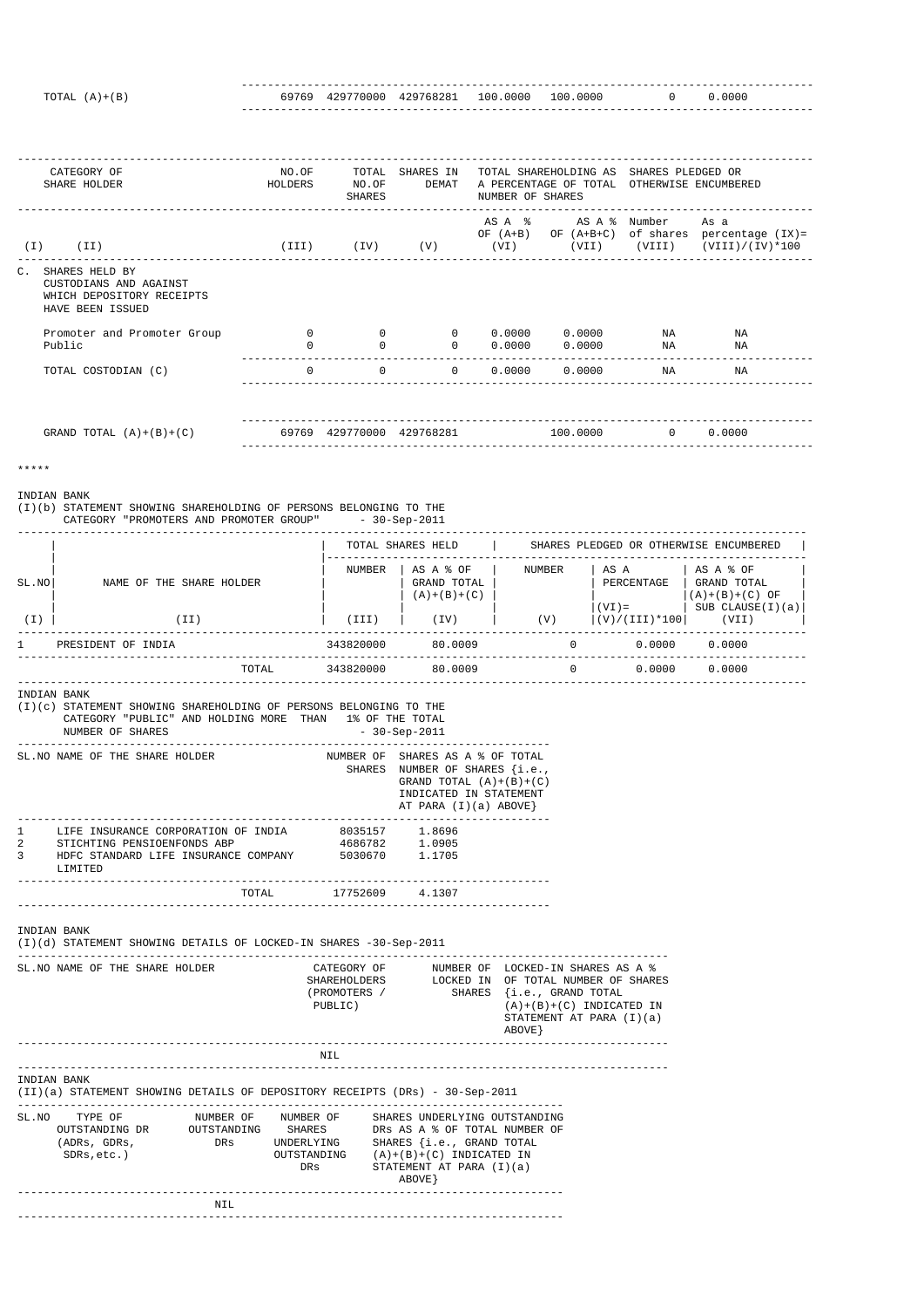| | | | | | | | |
|---|---|---|---|---|---|---|---|
| TOTAL (A)+(B) | 69769 | 429770000 | 429768281 | 100.0000 | 100.0000 | 0 | 0.0000 |

| | CATEGORY OF SHARE HOLDER | NO.OF HOLDERS | TOTAL NO.OF SHARES | SHARES IN DEMAT | TOTAL SHAREHOLDING AS A PERCENTAGE OF TOTAL NUMBER OF SHARES | | SHARES PLEDGED OR OTHERWISE ENCUMBERED | |
|---|---|---|---|---|---|---|---|---|
| | | | | | AS A % OF (A+B) | AS A % OF (A+B+C) | Number of shares | As a percentage (IX)= (VIII)/(IV)*100 |
| (I) | (II) | (III) | (IV) | (V) | (VI) | (VII) | (VIII) | |
| C. | SHARES HELD BY CUSTODIANS AND AGAINST WHICH DEPOSITORY RECEIPTS HAVE BEEN ISSUED | | | | | | | |
| | Promoter and Promoter Group | 0 | 0 | 0 | 0.0000 | 0.0000 | NA | NA |
| | Public | 0 | 0 | 0 | 0.0000 | 0.0000 | NA | NA |
| | TOTAL COSTODIAN (C) | 0 | 0 | 0 | 0.0000 | 0.0000 | NA | NA |
| | GRAND TOTAL (A)+(B)+(C) | 69769 | 429770000 | 429768281 | | 100.0000 | 0 | 0.0000 |

*****

INDIAN BANK

(I)(b) STATEMENT SHOWING SHAREHOLDING OF PERSONS BELONGING TO THE CATEGORY "PROMOTERS AND PROMOTER GROUP" - 30-Sep-2011

| SL.NO | NAME OF THE SHARE HOLDER | TOTAL SHARES HELD | | SHARES PLEDGED OR OTHERWISE ENCUMBERED | | |
|---|---|---|---|---|---|---|
| | | NUMBER | AS A % OF GRAND TOTAL (A)+(B)+(C) | NUMBER | AS A PERCENTAGE (VI)= (V)/(III)*100 | AS A % OF GRAND TOTAL (A)+(B)+(C) OF SUB CLAUSE(I)(a) |
| (I) | (II) | (III) | (IV) | (V) | | (VII) |
| 1 | PRESIDENT OF INDIA | 343820000 | 80.0009 | 0 | 0.0000 | 0.0000 |
| | TOTAL | 343820000 | 80.0009 | 0 | 0.0000 | 0.0000 |

INDIAN BANK

(I)(c) STATEMENT SHOWING SHAREHOLDING OF PERSONS BELONGING TO THE CATEGORY "PUBLIC" AND HOLDING MORE THAN 1% OF THE TOTAL NUMBER OF SHARES - 30-Sep-2011

| SL.NO | NAME OF THE SHARE HOLDER | NUMBER OF SHARES | SHARES AS A % OF TOTAL NUMBER OF SHARES {i.e., GRAND TOTAL (A)+(B)+(C) INDICATED IN STATEMENT AT PARA (I)(a) ABOVE} |
|---|---|---|---|
| 1 | LIFE INSURANCE CORPORATION OF INDIA | 8035157 | 1.8696 |
| 2 | STICHTING PENSIOENFONDS ABP | 4686782 | 1.0905 |
| 3 | HDFC STANDARD LIFE INSURANCE COMPANY LIMITED | 5030670 | 1.1705 |
| | TOTAL | 17752609 | 4.1307 |

INDIAN BANK

(I)(d) STATEMENT SHOWING DETAILS OF LOCKED-IN SHARES -30-Sep-2011

| SL.NO | NAME OF THE SHARE HOLDER | CATEGORY OF SHAREHOLDERS (PROMOTERS / PUBLIC) | NUMBER OF LOCKED IN SHARES | LOCKED-IN SHARES AS A % OF TOTAL NUMBER OF SHARES {i.e., GRAND TOTAL (A)+(B)+(C) INDICATED IN STATEMENT AT PARA (I)(a) ABOVE} |
|---|---|---|---|---|
| | | NIL | | |

INDIAN BANK

(II)(a) STATEMENT SHOWING DETAILS OF DEPOSITORY RECEIPTS (DRs) - 30-Sep-2011

| SL.NO | TYPE OF OUTSTANDING DR (ADRs, GDRs, SDRs,etc.) | NUMBER OF OUTSTANDING DRs | NUMBER OF SHARES UNDERLYING OUTSTANDING DRs | SHARES UNDERLYING OUTSTANDING DRs AS A % OF TOTAL NUMBER OF SHARES {i.e., GRAND TOTAL (A)+(B)+(C) INDICATED IN STATEMENT AT PARA (I)(a) ABOVE} |
|---|---|---|---|---|
| | | NIL | | |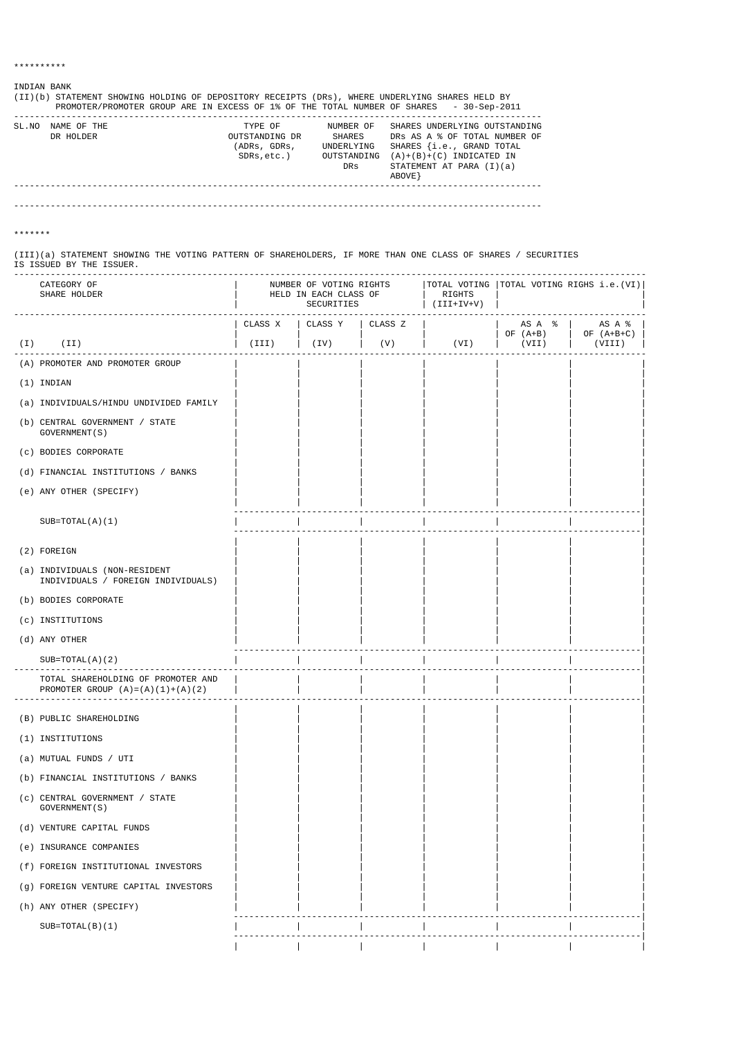**********

INDIAN BANK

(II)(b) STATEMENT SHOWING HOLDING OF DEPOSITORY RECEIPTS (DRs), WHERE UNDERLYING SHARES HELD BY PROMOTER/PROMOTER GROUP ARE IN EXCESS OF 1% OF THE TOTAL NUMBER OF SHARES - 30-Sep-2011

| SL.NO | NAME OF THE DR HOLDER | TYPE OF OUTSTANDING DR (ADRs, GDRs, SDRs,etc.) | NUMBER OF SHARES UNDERLYING OUTSTANDING DRs | SHARES UNDERLYING OUTSTANDING DRs AS A % OF TOTAL NUMBER OF SHARES {i.e., GRAND TOTAL (A)+(B)+(C) INDICATED IN STATEMENT AT PARA (I)(a) ABOVE} |
|---|---|---|---|---|
| | | | | |

*******

(III)(a) STATEMENT SHOWING THE VOTING PATTERN OF SHAREHOLDERS, IF MORE THAN ONE CLASS OF SHARES / SECURITIES IS ISSUED BY THE ISSUER.

| | CATEGORY OF SHARE HOLDER | NUMBER OF VOTING RIGHTS HELD IN EACH CLASS OF SECURITIES | | | TOTAL VOTING RIGHTS (III+IV+V) | TOTAL VOTING RIGHS i.e.(VI) | |
|---|---|---|---|---|---|---|---|
| | | CLASS X | CLASS Y | CLASS Z | | AS A % OF (A+B) | AS A % OF (A+B+C) |
| (I) | (II) | (III) | (IV) | (V) | (VI) | (VII) | (VIII) |
| (A) | PROMOTER AND PROMOTER GROUP | | | | | | |
| (1) | INDIAN | | | | | | |
| (a) | INDIVIDUALS/HINDU UNDIVIDED FAMILY | | | | | | |
| (b) | CENTRAL GOVERNMENT / STATE GOVERNMENT(S) | | | | | | |
| (c) | BODIES CORPORATE | | | | | | |
| (d) | FINANCIAL INSTITUTIONS / BANKS | | | | | | |
| (e) | ANY OTHER (SPECIFY) | | | | | | |
| | SUB=TOTAL(A)(1) | | | | | | |
| (2) | FOREIGN | | | | | | |
| (a) | INDIVIDUALS (NON-RESIDENT INDIVIDUALS / FOREIGN INDIVIDUALS) | | | | | | |
| (b) | BODIES CORPORATE | | | | | | |
| (c) | INSTITUTIONS | | | | | | |
| (d) | ANY OTHER | | | | | | |
| | SUB=TOTAL(A)(2) | | | | | | |
| | TOTAL SHAREHOLDING OF PROMOTER AND PROMOTER GROUP (A)=(A)(1)+(A)(2) | | | | | | |
| (B) | PUBLIC SHAREHOLDING | | | | | | |
| (1) | INSTITUTIONS | | | | | | |
| (a) | MUTUAL FUNDS / UTI | | | | | | |
| (b) | FINANCIAL INSTITUTIONS / BANKS | | | | | | |
| (c) | CENTRAL GOVERNMENT / STATE GOVERNMENT(S) | | | | | | |
| (d) | VENTURE CAPITAL FUNDS | | | | | | |
| (e) | INSURANCE COMPANIES | | | | | | |
| (f) | FOREIGN INSTITUTIONAL INVESTORS | | | | | | |
| (g) | FOREIGN VENTURE CAPITAL INVESTORS | | | | | | |
| (h) | ANY OTHER (SPECIFY) | | | | | | |
| | SUB=TOTAL(B)(1) | | | | | | |
| | | | | | | | |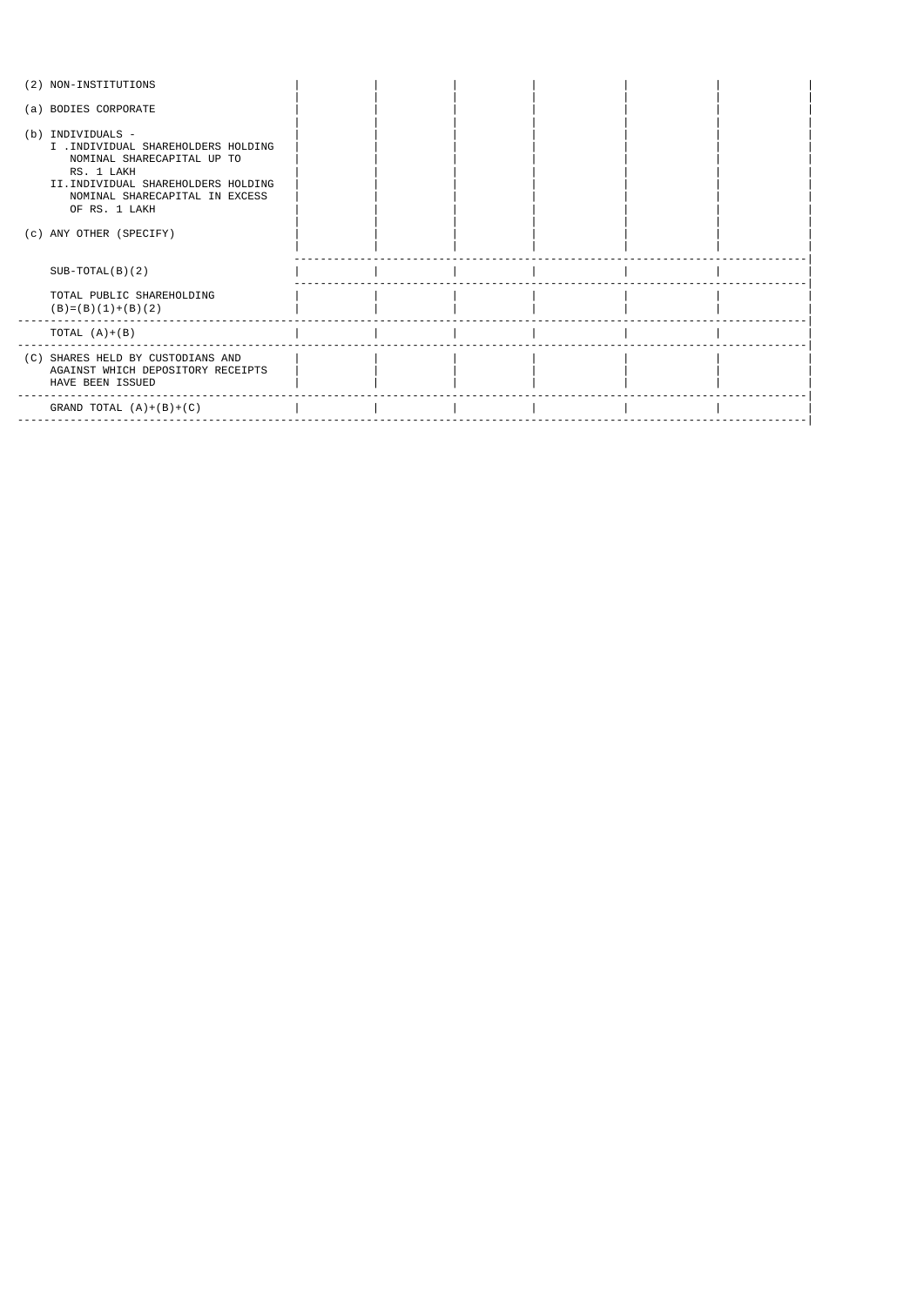| | | | | | | |
|---|---|---|---|---|---|---|
| (2) NON-INSTITUTIONS | | | | | | |
| (a) BODIES CORPORATE | | | | | | |
| (b) INDIVIDUALS - | | | | | | |
| I .INDIVIDUAL SHAREHOLDERS HOLDING NOMINAL SHARECAPITAL UP TO RS. 1 LAKH | | | | | | |
| II.INDIVIDUAL SHAREHOLDERS HOLDING NOMINAL SHARECAPITAL IN EXCESS OF RS. 1 LAKH | | | | | | |
| (c) ANY OTHER (SPECIFY) | | | | | | |
| SUB-TOTAL(B)(2) | | | | | | |
| TOTAL PUBLIC SHAREHOLDING (B)=(B)(1)+(B)(2) | | | | | | |
| TOTAL (A)+(B) | | | | | | |
| (C) SHARES HELD BY CUSTODIANS AND AGAINST WHICH DEPOSITORY RECEIPTS HAVE BEEN ISSUED | | | | | | |
| GRAND TOTAL (A)+(B)+(C) | | | | | | |